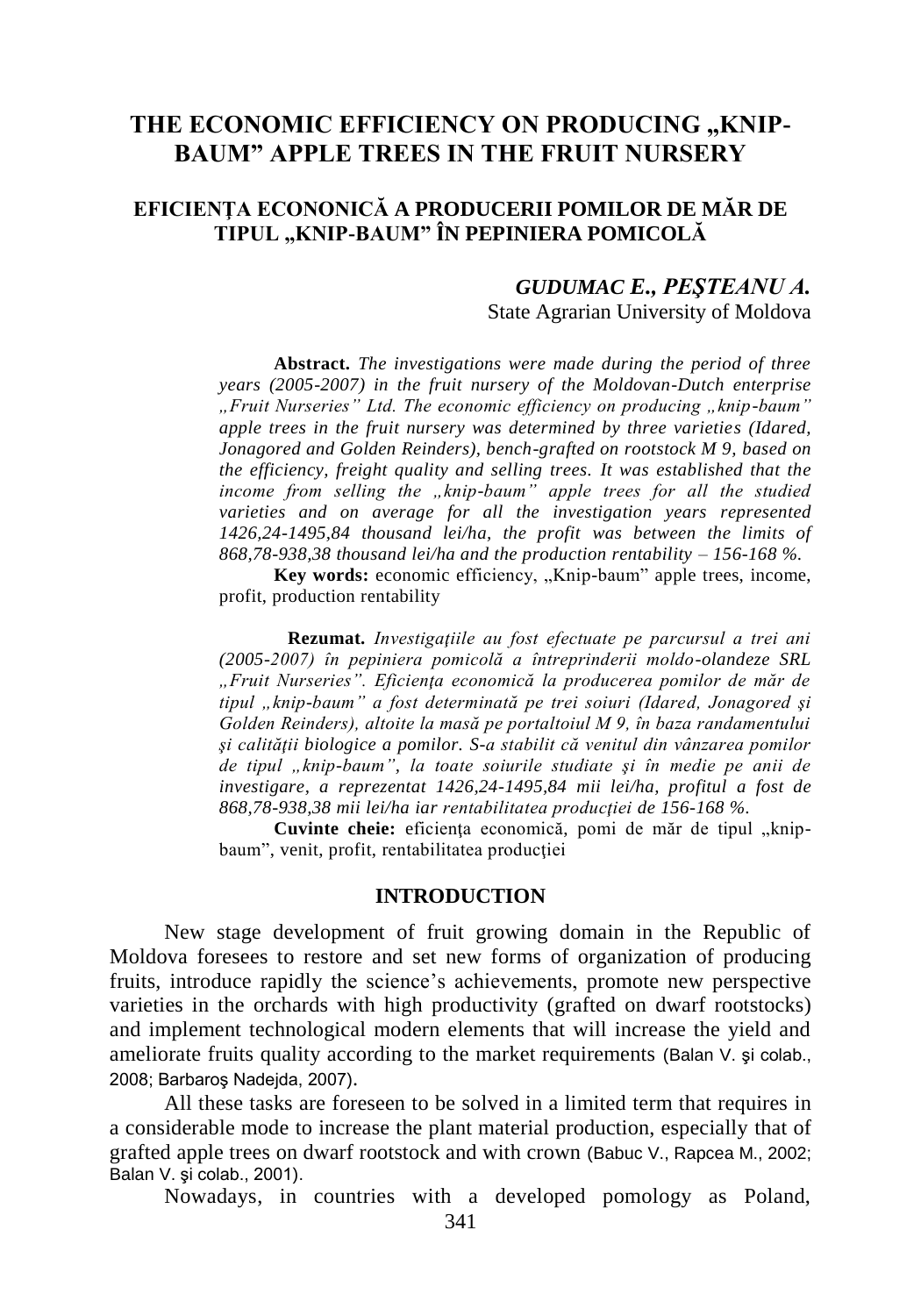# THE ECONOMIC EFFICIENCY ON PRODUCING „KNIP-BAUM" APPLE TREES IN THE FRUIT NURSERY

## EFICIENŢA ECONONICĂ A PRODUCERII POMILOR DE MĂR DE TIPUL „KNIP-BAUM" ÎN PEPINIERA POMICOLĂ

***GUDUMAC E., PEŞTEANU A.***
State Agrarian University of Moldova

**Abstract.** *The investigations were made during the period of three years (2005-2007) in the fruit nursery of the Moldovan-Dutch enterprise „Fruit Nurseries" Ltd. The economic efficiency on producing „knip-baum" apple trees in the fruit nursery was determined by three varieties (Idared, Jonagored and Golden Reinders), bench-grafted on rootstock M 9, based on the efficiency, freight quality and selling trees. It was established that the income from selling the „knip-baum" apple trees for all the studied varieties and on average for all the investigation years represented 1426,24-1495,84 thousand lei/ha, the profit was between the limits of 868,78-938,38 thousand lei/ha and the production rentability – 156-168 %.*

**Key words:** economic efficiency, „Knip-baum" apple trees, income, profit, production rentability

**Rezumat.** *Investigaţiile au fost efectuate pe parcursul a trei ani (2005-2007) în pepiniera pomicolă a întreprinderii moldo-olandeze SRL „Fruit Nurseries". Eficienţa economică la producerea pomilor de măr de tipul „knip-baum" a fost determinată pe trei soiuri (Idared, Jonagored şi Golden Reinders), altoite la masă pe portaltoiul M 9, în baza randamentului şi calităţii biologice a pomilor. S-a stabilit că venitul din vânzarea pomilor de tipul „knip-baum", la toate soiurile studiate şi în medie pe anii de investigare, a reprezentat 1426,24-1495,84 mii lei/ha, profitul a fost de 868,78-938,38 mii lei/ha iar rentabilitatea producţiei de 156-168 %.*

**Cuvinte cheie:** eficienţa economică, pomi de măr de tipul „knip-baum", venit, profit, rentabilitatea producţiei

## INTRODUCTION

New stage development of fruit growing domain in the Republic of Moldova foresees to restore and set new forms of organization of producing fruits, introduce rapidly the science's achievements, promote new perspective varieties in the orchards with high productivity (grafted on dwarf rootstocks) and implement technological modern elements that will increase the yield and ameliorate fruits quality according to the market requirements (Balan V. şi colab., 2008; Barbaroş Nadejda, 2007).

All these tasks are foreseen to be solved in a limited term that requires in a considerable mode to increase the plant material production, especially that of grafted apple trees on dwarf rootstock and with crown (Babuc V., Rapcea M., 2002; Balan V. şi colab., 2001).

Nowadays, in countries with a developed pomology as Poland,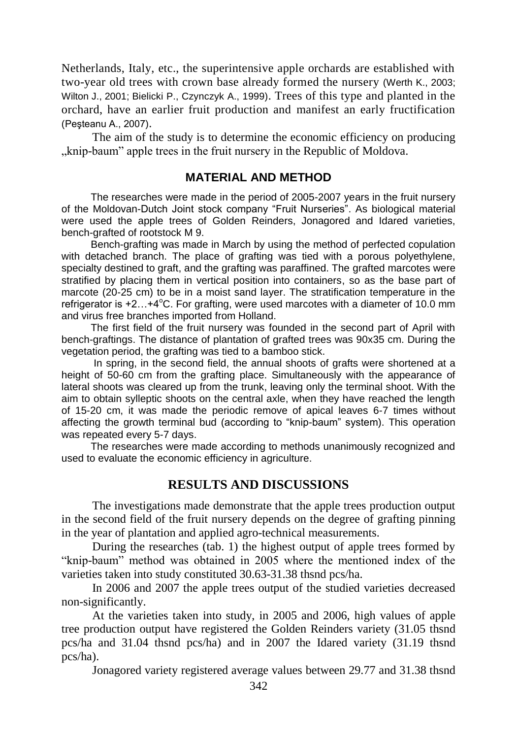Netherlands, Italy, etc., the superintensive apple orchards are established with two-year old trees with crown base already formed the nursery (Werth K., 2003; Wilton J., 2001; Bielicki P., Czynczyk A., 1999). Trees of this type and planted in the orchard, have an earlier fruit production and manifest an early fructification (Peşteanu A., 2007).

The aim of the study is to determine the economic efficiency on producing „knip-baum" apple trees in the fruit nursery in the Republic of Moldova.

## MATERIAL AND METHOD

The researches were made in the period of 2005-2007 years in the fruit nursery of the Moldovan-Dutch Joint stock company "Fruit Nurseries". As biological material were used the apple trees of Golden Reinders, Jonagored and Idared varieties, bench-grafted of rootstock M 9.

Bench-grafting was made in March by using the method of perfected copulation with detached branch. The place of grafting was tied with a porous polyethylene, specialty destined to graft, and the grafting was paraffined. The grafted marcotes were stratified by placing them in vertical position into containers, so as the base part of marcote (20-25 cm) to be in a moist sand layer. The stratification temperature in the refrigerator is +2…+4$^{o}$C. For grafting, were used marcotes with a diameter of 10.0 mm and virus free branches imported from Holland.

The first field of the fruit nursery was founded in the second part of April with bench-graftings. The distance of plantation of grafted trees was 90x35 cm. During the vegetation period, the grafting was tied to a bamboo stick.

In spring, in the second field, the annual shoots of grafts were shortened at a height of 50-60 cm from the grafting place. Simultaneously with the appearance of lateral shoots was cleared up from the trunk, leaving only the terminal shoot. With the aim to obtain sylleptic shoots on the central axle, when they have reached the length of 15-20 cm, it was made the periodic remove of apical leaves 6-7 times without affecting the growth terminal bud (according to "knip-baum" system). This operation was repeated every 5-7 days.

The researches were made according to methods unanimously recognized and used to evaluate the economic efficiency in agriculture.

## RESULTS AND DISCUSSIONS

The investigations made demonstrate that the apple trees production output in the second field of the fruit nursery depends on the degree of grafting pinning in the year of plantation and applied agro-technical measurements.

During the researches (tab. 1) the highest output of apple trees formed by "knip-baum" method was obtained in 2005 where the mentioned index of the varieties taken into study constituted 30.63-31.38 thsnd pcs/ha.

In 2006 and 2007 the apple trees output of the studied varieties decreased non-significantly.

At the varieties taken into study, in 2005 and 2006, high values of apple tree production output have registered the Golden Reinders variety (31.05 thsnd pcs/ha and 31.04 thsnd pcs/ha) and in 2007 the Idared variety (31.19 thsnd pcs/ha).

Jonagored variety registered average values between 29.77 and 31.38 thsnd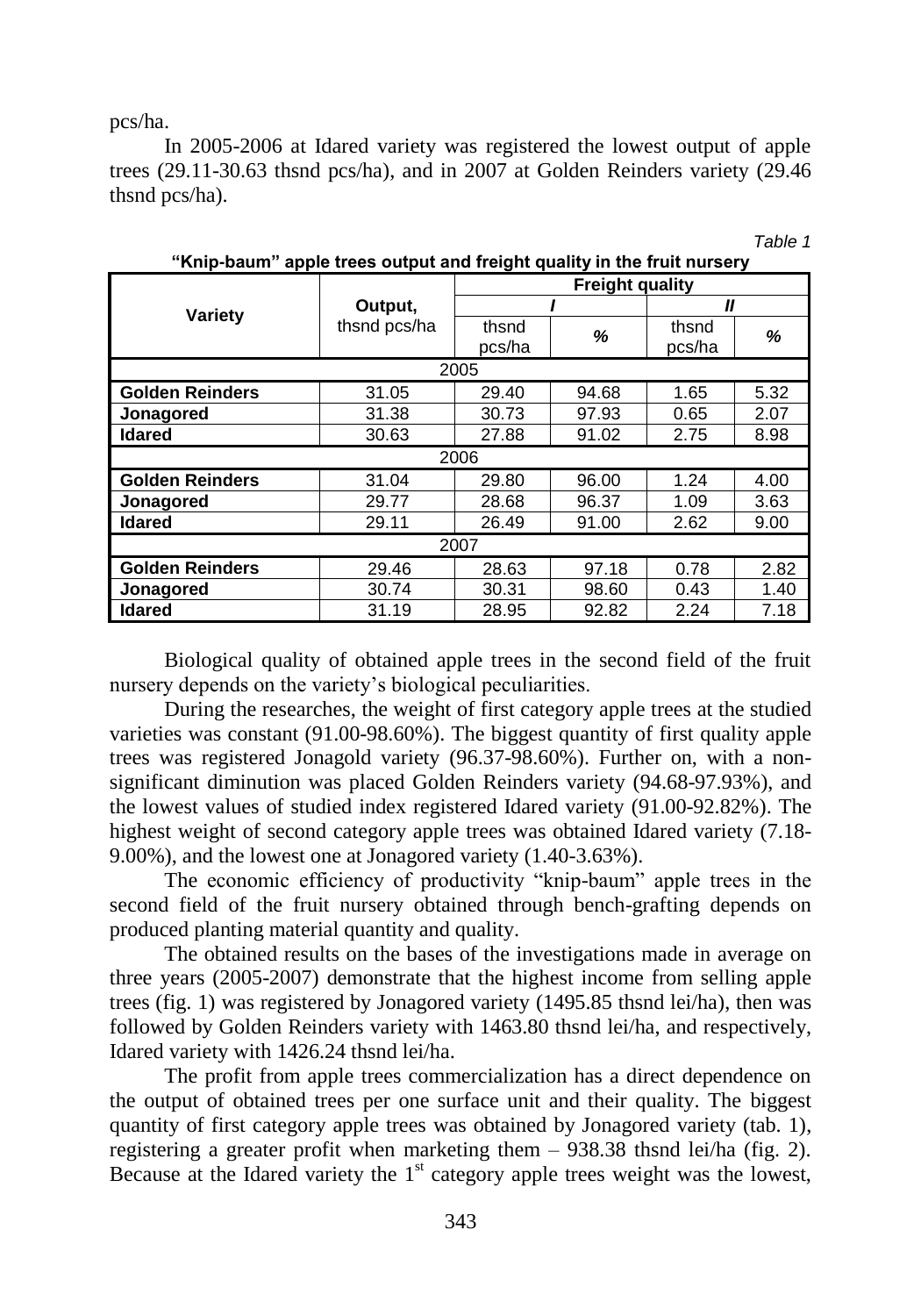pcs/ha.

In 2005-2006 at Idared variety was registered the lowest output of apple trees (29.11-30.63 thsnd pcs/ha), and in 2007 at Golden Reinders variety (29.46 thsnd pcs/ha).

*Table 1*

**"Knip-baum" apple trees output and freight quality in the fruit nursery**

| Variety | Output, thsnd pcs/ha | Freight quality | | | |
|---|---|---|---|---|---|
| | | *I* | | *II* | |
| | | thsnd pcs/ha | *%* | thsnd pcs/ha | *%* |
| 2005 | | | | | |
| **Golden Reinders** | 31.05 | 29.40 | 94.68 | 1.65 | 5.32 |
| **Jonagored** | 31.38 | 30.73 | 97.93 | 0.65 | 2.07 |
| **Idared** | 30.63 | 27.88 | 91.02 | 2.75 | 8.98 |
| 2006 | | | | | |
| **Golden Reinders** | 31.04 | 29.80 | 96.00 | 1.24 | 4.00 |
| **Jonagored** | 29.77 | 28.68 | 96.37 | 1.09 | 3.63 |
| **Idared** | 29.11 | 26.49 | 91.00 | 2.62 | 9.00 |
| 2007 | | | | | |
| **Golden Reinders** | 29.46 | 28.63 | 97.18 | 0.78 | 2.82 |
| **Jonagored** | 30.74 | 30.31 | 98.60 | 0.43 | 1.40 |
| **Idared** | 31.19 | 28.95 | 92.82 | 2.24 | 7.18 |

Biological quality of obtained apple trees in the second field of the fruit nursery depends on the variety's biological peculiarities.

During the researches, the weight of first category apple trees at the studied varieties was constant (91.00-98.60%). The biggest quantity of first quality apple trees was registered Jonagold variety (96.37-98.60%). Further on, with a non-significant diminution was placed Golden Reinders variety (94.68-97.93%), and the lowest values of studied index registered Idared variety (91.00-92.82%). The highest weight of second category apple trees was obtained Idared variety (7.18-9.00%), and the lowest one at Jonagored variety (1.40-3.63%).

The economic efficiency of productivity "knip-baum" apple trees in the second field of the fruit nursery obtained through bench-grafting depends on produced planting material quantity and quality.

The obtained results on the bases of the investigations made in average on three years (2005-2007) demonstrate that the highest income from selling apple trees (fig. 1) was registered by Jonagored variety (1495.85 thsnd lei/ha), then was followed by Golden Reinders variety with 1463.80 thsnd lei/ha, and respectively, Idared variety with 1426.24 thsnd lei/ha.

The profit from apple trees commercialization has a direct dependence on the output of obtained trees per one surface unit and their quality. The biggest quantity of first category apple trees was obtained by Jonagored variety (tab. 1), registering a greater profit when marketing them – 938.38 thsnd lei/ha (fig. 2). Because at the Idared variety the 1st category apple trees weight was the lowest,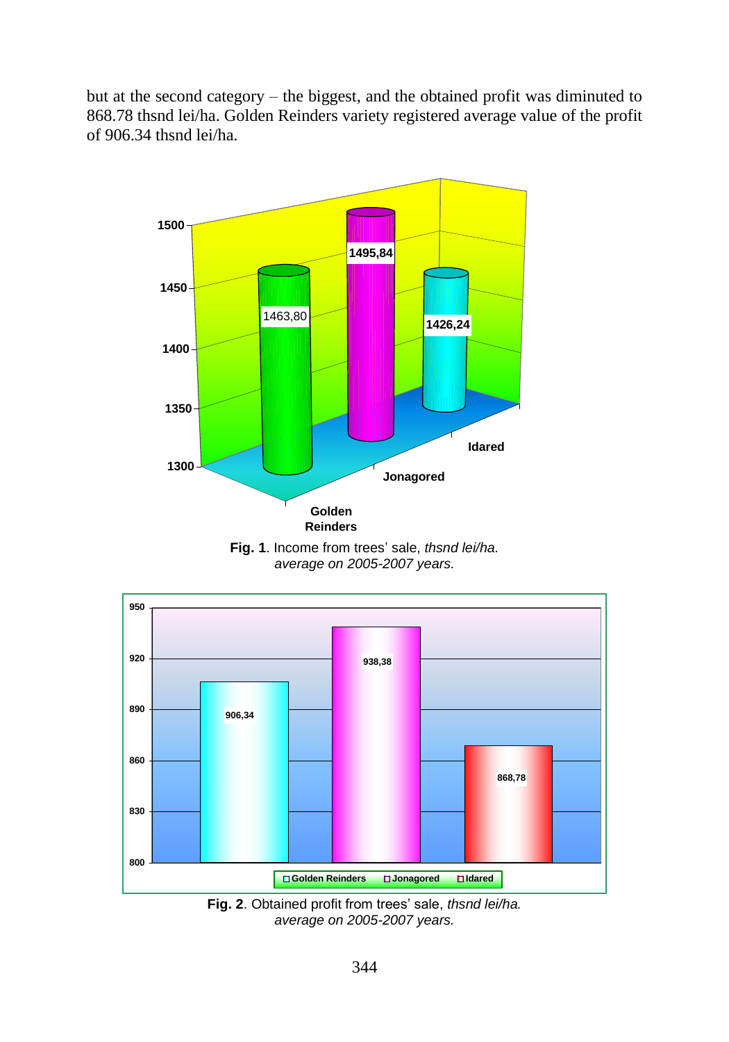but at the second category – the biggest, and the obtained profit was diminuted to 868.78 thsnd lei/ha. Golden Reinders variety registered average value of the profit of 906.34 thsnd lei/ha.

1500
1450
1400
1350
1300

1463,80
1495,84
1426,24

Golden Reinders
Jonagored
Idared

**Fig. 1**. Income from trees' sale, *thsnd lei/ha. average on 2005-2007 years.*

950
920
890
860
830
800

906,34
938,38
868,78

Golden Reinders
Jonagored
Idared

**Fig. 2**. Obtained profit from trees' sale, *thsnd lei/ha. average on 2005-2007 years.*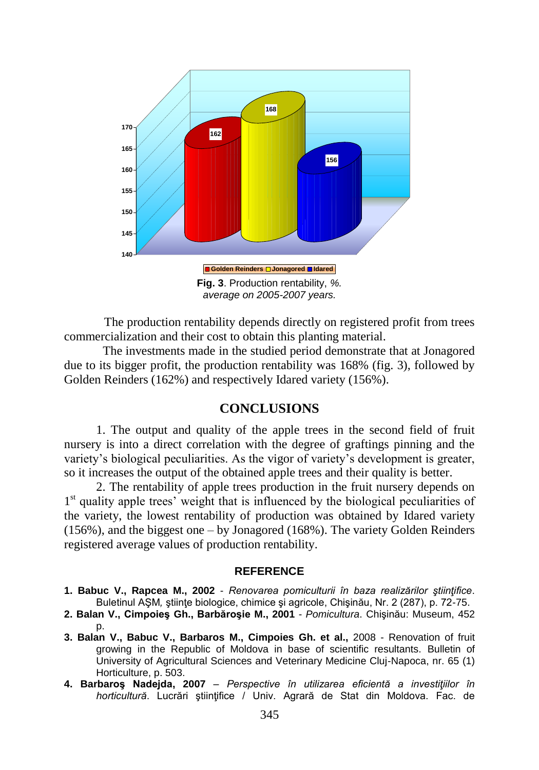170
165
160
155
150
145
140

162
168
156

Golden Reinders Jonagored Idared

**Fig. 3**. Production rentability, *%.*
*average on 2005-2007 years.*

The production rentability depends directly on registered profit from trees commercialization and their cost to obtain this planting material.

The investments made in the studied period demonstrate that at Jonagored due to its bigger profit, the production rentability was 168% (fig. 3), followed by Golden Reinders (162%) and respectively Idared variety (156%).

## CONCLUSIONS

1. The output and quality of the apple trees in the second field of fruit nursery is into a direct correlation with the degree of graftings pinning and the variety's biological peculiarities. As the vigor of variety's development is greater, so it increases the output of the obtained apple trees and their quality is better.

2. The rentability of apple trees production in the fruit nursery depends on 1st quality apple trees' weight that is influenced by the biological peculiarities of the variety, the lowest rentability of production was obtained by Idared variety (156%), and the biggest one – by Jonagored (168%). The variety Golden Reinders registered average values of production rentability.

## REFERENCE

1. **Babuc V., Rapcea M., 2002** - *Renovarea pomiculturii în baza realizărilor ştiinţifice*. Buletinul AŞM*,* ştiinţe biologice, chimice şi agricole, Chişinău, Nr. 2 (287), p. 72-75.
2. **Balan V., Cimpoieş Gh., Barbăroşie M., 2001** - *Pomicultura*. Chişinău: Museum, 452 p.
3. **Balan V., Babuc V., Barbaros M., Cimpoies Gh. et al.,** 2008 - Renovation of fruit growing in the Republic of Moldova in base of scientific resultants. Bulletin of University of Agricultural Sciences and Veterinary Medicine Cluj-Napoca, nr. 65 (1) Horticulture, p. 503.
4. **Barbaroş Nadejda, 2007** – *Perspective în utilizarea eficientă a investiţiilor în horticultură*. Lucrări ştiinţifice / Univ. Agrară de Stat din Moldova. Fac. de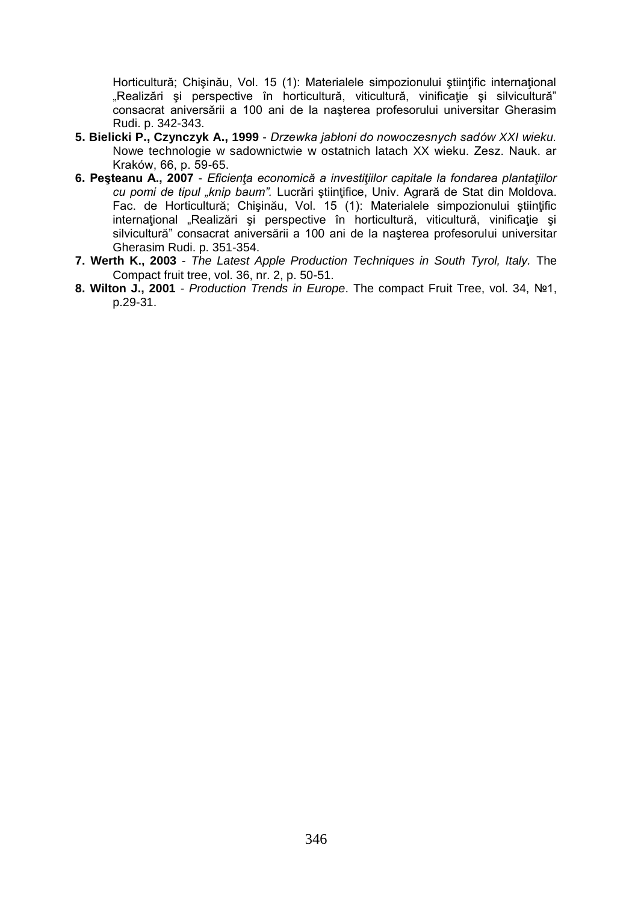Horticultură; Chişinău, Vol. 15 (1): Materialele simpozionului ştiinţific internaţional „Realizări şi perspective în horticultură, viticultură, vinificaţie şi silvicultură” consacrat aniversării a 100 ani de la naşterea profesorului universitar Gherasim Rudi. p. 342-343.

5. **Bielicki P., Czynczyk A., 1999** - *Drzewka jabłoni do nowoczesnych sadów XXI wieku.* Nowe technologie w sadownictwie w ostatnich latach XX wieku. Zesz. Nauk. ar Kraków, 66, p. 59-65.
6. **Peşteanu A., 2007** - *Eficienţa economică a investiţiilor capitale la fondarea plantaţiilor cu pomi de tipul „knip baum”.* Lucrări ştiinţifice, Univ. Agrară de Stat din Moldova. Fac. de Horticultură; Chişinău, Vol. 15 (1): Materialele simpozionului ştiinţific internaţional „Realizări şi perspective în horticultură, viticultură, vinificaţie şi silvicultură” consacrat aniversării a 100 ani de la naşterea profesorului universitar Gherasim Rudi. p. 351-354.
7. **Werth K., 2003** - *The Latest Apple Production Techniques in South Tyrol, Italy.* The Compact fruit tree, vol. 36, nr. 2, p. 50-51.
8. **Wilton J., 2001** - *Production Trends in Europe*. The compact Fruit Tree, vol. 34, №1, p.29-31.